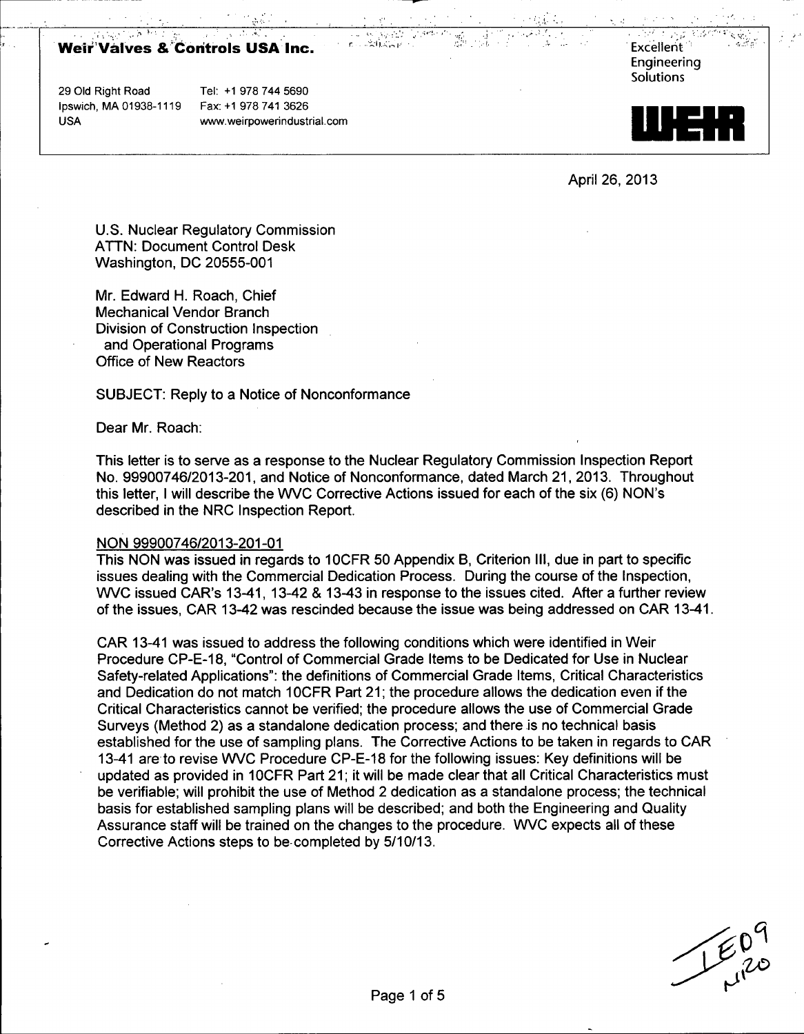**Weir Valves & Controls USA Inc.**

29 Old Right Road
Ipswich, MA 01938-1119
USA

Tel: +1 978 744 5690
Fax: +1 978 741 3626
www.weirpowerindustrial.com

Excellent Engineering Solutions

WEIR

April 26, 2013

U.S. Nuclear Regulatory Commission
ATTN: Document Control Desk
Washington, DC 20555-001

Mr. Edward H. Roach, Chief
Mechanical Vendor Branch
Division of Construction Inspection
and Operational Programs
Office of New Reactors

SUBJECT: Reply to a Notice of Nonconformance

Dear Mr. Roach:

This letter is to serve as a response to the Nuclear Regulatory Commission Inspection Report No. 99900746/2013-201, and Notice of Nonconformance, dated March 21, 2013. Throughout this letter, I will describe the WVC Corrective Actions issued for each of the six (6) NON's described in the NRC Inspection Report.

NON 99900746/2013-201-01

This NON was issued in regards to 10CFR 50 Appendix B, Criterion III, due in part to specific issues dealing with the Commercial Dedication Process. During the course of the Inspection, WVC issued CAR's 13-41, 13-42 & 13-43 in response to the issues cited. After a further review of the issues, CAR 13-42 was rescinded because the issue was being addressed on CAR 13-41.

CAR 13-41 was issued to address the following conditions which were identified in Weir Procedure CP-E-18, "Control of Commercial Grade Items to be Dedicated for Use in Nuclear Safety-related Applications": the definitions of Commercial Grade Items, Critical Characteristics and Dedication do not match 10CFR Part 21; the procedure allows the dedication even if the Critical Characteristics cannot be verified; the procedure allows the use of Commercial Grade Surveys (Method 2) as a standalone dedication process; and there is no technical basis established for the use of sampling plans. The Corrective Actions to be taken in regards to CAR 13-41 are to revise WVC Procedure CP-E-18 for the following issues: Key definitions will be updated as provided in 10CFR Part 21; it will be made clear that all Critical Characteristics must be verifiable; will prohibit the use of Method 2 dedication as a standalone process; the technical basis for established sampling plans will be described; and both the Engineering and Quality Assurance staff will be trained on the changes to the procedure. WVC expects all of these Corrective Actions steps to be completed by 5/10/13.

IE09
N120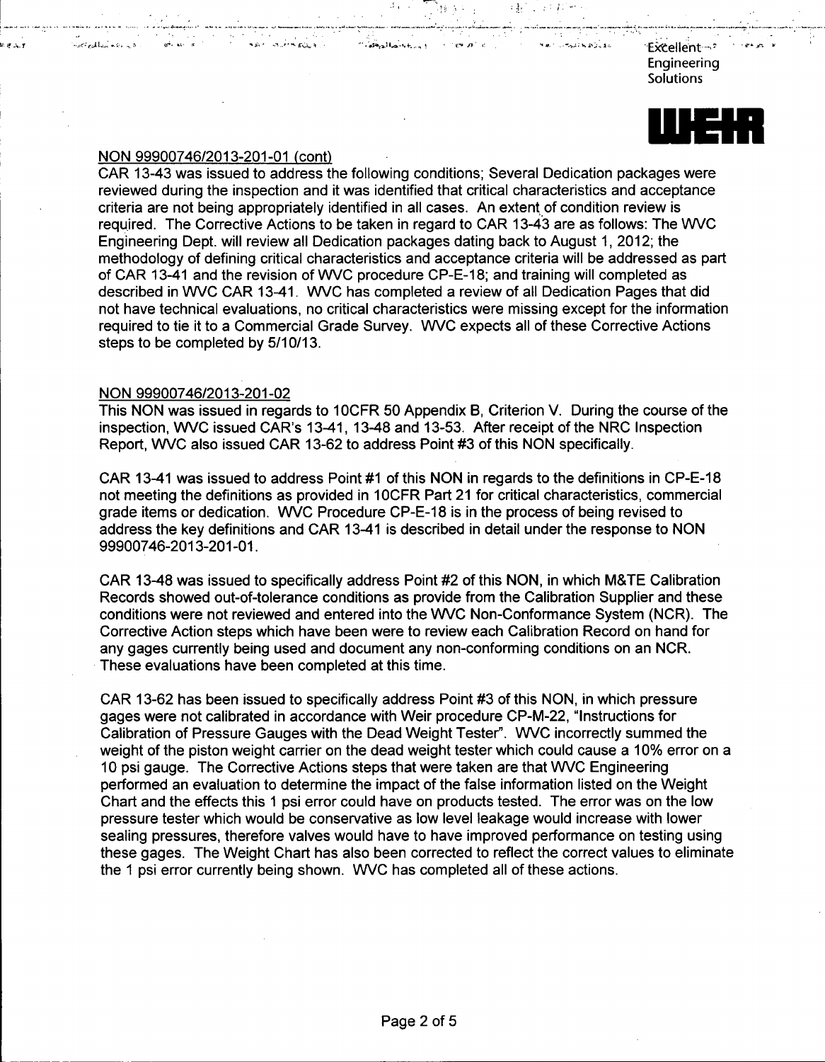NON 99900746/2013-201-01 (cont)

CAR 13-43 was issued to address the following conditions; Several Dedication packages were reviewed during the inspection and it was identified that critical characteristics and acceptance criteria are not being appropriately identified in all cases. An extent of condition review is required. The Corrective Actions to be taken in regard to CAR 13-43 are as follows: The WVC Engineering Dept. will review all Dedication packages dating back to August 1, 2012; the methodology of defining critical characteristics and acceptance criteria will be addressed as part of CAR 13-41 and the revision of WVC procedure CP-E-18; and training will completed as described in WVC CAR 13-41. WVC has completed a review of all Dedication Pages that did not have technical evaluations, no critical characteristics were missing except for the information required to tie it to a Commercial Grade Survey. WVC expects all of these Corrective Actions steps to be completed by 5/10/13.

NON 99900746/2013-201-02

This NON was issued in regards to 10CFR 50 Appendix B, Criterion V. During the course of the inspection, WVC issued CAR's 13-41, 13-48 and 13-53. After receipt of the NRC Inspection Report, WVC also issued CAR 13-62 to address Point #3 of this NON specifically.

CAR 13-41 was issued to address Point #1 of this NON in regards to the definitions in CP-E-18 not meeting the definitions as provided in 10CFR Part 21 for critical characteristics, commercial grade items or dedication. WVC Procedure CP-E-18 is in the process of being revised to address the key definitions and CAR 13-41 is described in detail under the response to NON 99900746-2013-201-01.

CAR 13-48 was issued to specifically address Point #2 of this NON, in which M&TE Calibration Records showed out-of-tolerance conditions as provide from the Calibration Supplier and these conditions were not reviewed and entered into the WVC Non-Conformance System (NCR). The Corrective Action steps which have been were to review each Calibration Record on hand for any gages currently being used and document any non-conforming conditions on an NCR. These evaluations have been completed at this time.

CAR 13-62 has been issued to specifically address Point #3 of this NON, in which pressure gages were not calibrated in accordance with Weir procedure CP-M-22, "Instructions for Calibration of Pressure Gauges with the Dead Weight Tester". WVC incorrectly summed the weight of the piston weight carrier on the dead weight tester which could cause a 10% error on a 10 psi gauge. The Corrective Actions steps that were taken are that WVC Engineering performed an evaluation to determine the impact of the false information listed on the Weight Chart and the effects this 1 psi error could have on products tested. The error was on the low pressure tester which would be conservative as low level leakage would increase with lower sealing pressures, therefore valves would have to have improved performance on testing using these gages. The Weight Chart has also been corrected to reflect the correct values to eliminate the 1 psi error currently being shown. WVC has completed all of these actions.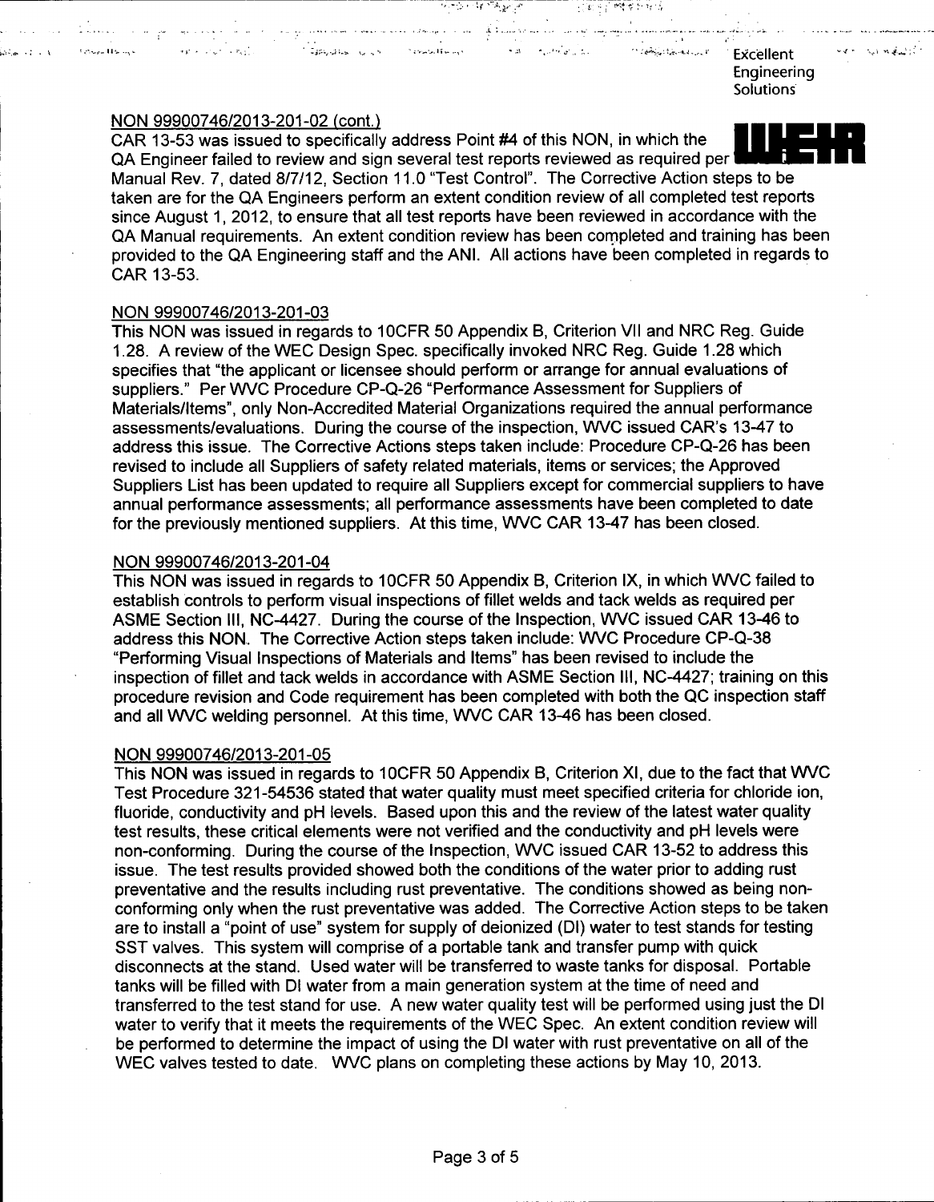## NON 99900746/2013-201-02 (cont.)

CAR 13-53 was issued to specifically address Point #4 of this NON, in which the QA Engineer failed to review and sign several test reports reviewed as required per Manual Rev. 7, dated 8/7/12, Section 11.0 "Test Control". The Corrective Action steps to be taken are for the QA Engineers perform an extent condition review of all completed test reports since August 1, 2012, to ensure that all test reports have been reviewed in accordance with the QA Manual requirements. An extent condition review has been completed and training has been provided to the QA Engineering staff and the ANI. All actions have been completed in regards to CAR 13-53.

## NON 99900746/2013-201-03

This NON was issued in regards to 10CFR 50 Appendix B, Criterion VII and NRC Reg. Guide 1.28. A review of the WEC Design Spec. specifically invoked NRC Reg. Guide 1.28 which specifies that "the applicant or licensee should perform or arrange for annual evaluations of suppliers." Per WVC Procedure CP-Q-26 "Performance Assessment for Suppliers of Materials/Items", only Non-Accredited Material Organizations required the annual performance assessments/evaluations. During the course of the inspection, WVC issued CAR's 13-47 to address this issue. The Corrective Actions steps taken include: Procedure CP-Q-26 has been revised to include all Suppliers of safety related materials, items or services; the Approved Suppliers List has been updated to require all Suppliers except for commercial suppliers to have annual performance assessments; all performance assessments have been completed to date for the previously mentioned suppliers. At this time, WVC CAR 13-47 has been closed.

## NON 99900746/2013-201-04

This NON was issued in regards to 10CFR 50 Appendix B, Criterion IX, in which WVC failed to establish controls to perform visual inspections of fillet welds and tack welds as required per ASME Section III, NC-4427. During the course of the Inspection, WVC issued CAR 13-46 to address this NON. The Corrective Action steps taken include: WVC Procedure CP-Q-38 "Performing Visual Inspections of Materials and Items" has been revised to include the inspection of fillet and tack welds in accordance with ASME Section III, NC-4427; training on this procedure revision and Code requirement has been completed with both the QC inspection staff and all WVC welding personnel. At this time, WVC CAR 13-46 has been closed.

## NON 99900746/2013-201-05

This NON was issued in regards to 10CFR 50 Appendix B, Criterion XI, due to the fact that WVC Test Procedure 321-54536 stated that water quality must meet specified criteria for chloride ion, fluoride, conductivity and pH levels. Based upon this and the review of the latest water quality test results, these critical elements were not verified and the conductivity and pH levels were non-conforming. During the course of the Inspection, WVC issued CAR 13-52 to address this issue. The test results provided showed both the conditions of the water prior to adding rust preventative and the results including rust preventative. The conditions showed as being non-conforming only when the rust preventative was added. The Corrective Action steps to be taken are to install a "point of use" system for supply of deionized (DI) water to test stands for testing SST valves. This system will comprise of a portable tank and transfer pump with quick disconnects at the stand. Used water will be transferred to waste tanks for disposal. Portable tanks will be filled with DI water from a main generation system at the time of need and transferred to the test stand for use. A new water quality test will be performed using just the DI water to verify that it meets the requirements of the WEC Spec. An extent condition review will be performed to determine the impact of using the DI water with rust preventative on all of the WEC valves tested to date. WVC plans on completing these actions by May 10, 2013.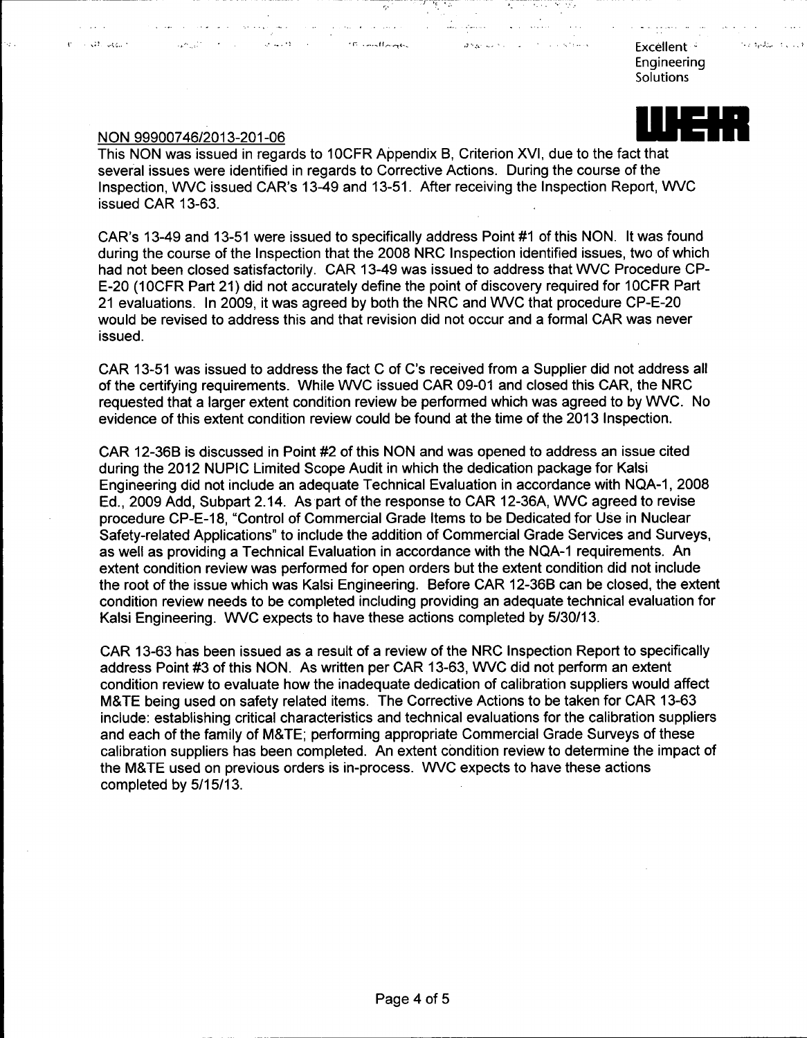NON 99900746/2013-201-06

This NON was issued in regards to 10CFR Appendix B, Criterion XVI, due to the fact that several issues were identified in regards to Corrective Actions. During the course of the Inspection, WVC issued CAR's 13-49 and 13-51. After receiving the Inspection Report, WVC issued CAR 13-63.

CAR's 13-49 and 13-51 were issued to specifically address Point #1 of this NON. It was found during the course of the Inspection that the 2008 NRC Inspection identified issues, two of which had not been closed satisfactorily. CAR 13-49 was issued to address that WVC Procedure CP-E-20 (10CFR Part 21) did not accurately define the point of discovery required for 10CFR Part 21 evaluations. In 2009, it was agreed by both the NRC and WVC that procedure CP-E-20 would be revised to address this and that revision did not occur and a formal CAR was never issued.

CAR 13-51 was issued to address the fact C of C's received from a Supplier did not address all of the certifying requirements. While WVC issued CAR 09-01 and closed this CAR, the NRC requested that a larger extent condition review be performed which was agreed to by WVC. No evidence of this extent condition review could be found at the time of the 2013 Inspection.

CAR 12-36B is discussed in Point #2 of this NON and was opened to address an issue cited during the 2012 NUPIC Limited Scope Audit in which the dedication package for Kalsi Engineering did not include an adequate Technical Evaluation in accordance with NQA-1, 2008 Ed., 2009 Add, Subpart 2.14. As part of the response to CAR 12-36A, WVC agreed to revise procedure CP-E-18, "Control of Commercial Grade Items to be Dedicated for Use in Nuclear Safety-related Applications" to include the addition of Commercial Grade Services and Surveys, as well as providing a Technical Evaluation in accordance with the NQA-1 requirements. An extent condition review was performed for open orders but the extent condition did not include the root of the issue which was Kalsi Engineering. Before CAR 12-36B can be closed, the extent condition review needs to be completed including providing an adequate technical evaluation for Kalsi Engineering. WVC expects to have these actions completed by 5/30/13.

CAR 13-63 has been issued as a result of a review of the NRC Inspection Report to specifically address Point #3 of this NON. As written per CAR 13-63, WVC did not perform an extent condition review to evaluate how the inadequate dedication of calibration suppliers would affect M&TE being used on safety related items. The Corrective Actions to be taken for CAR 13-63 include: establishing critical characteristics and technical evaluations for the calibration suppliers and each of the family of M&TE; performing appropriate Commercial Grade Surveys of these calibration suppliers has been completed. An extent condition review to determine the impact of the M&TE used on previous orders is in-process. WVC expects to have these actions completed by 5/15/13.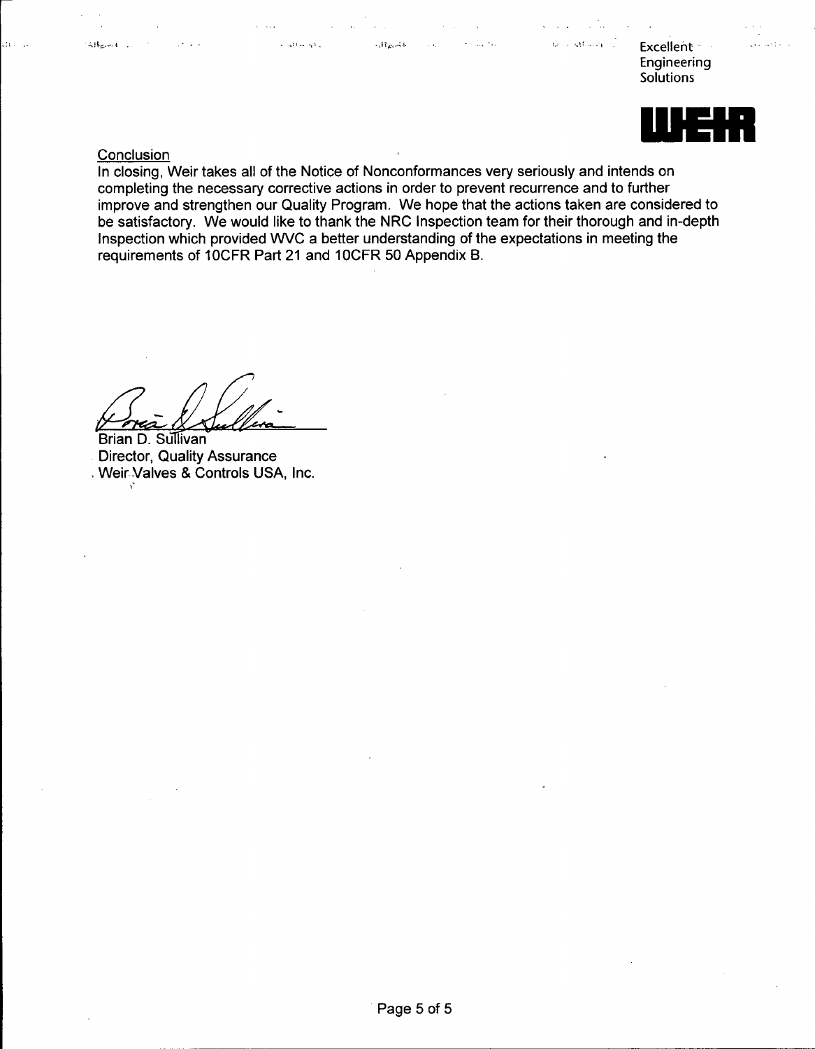Excellent Engineering Solutions

WEIR

Conclusion

In closing, Weir takes all of the Notice of Nonconformances very seriously and intends on completing the necessary corrective actions in order to prevent recurrence and to further improve and strengthen our Quality Program. We hope that the actions taken are considered to be satisfactory. We would like to thank the NRC Inspection team for their thorough and in-depth Inspection which provided WVC a better understanding of the expectations in meeting the requirements of 10CFR Part 21 and 10CFR 50 Appendix B.

Brian D. Sullivan
Director, Quality Assurance
Weir Valves & Controls USA, Inc.